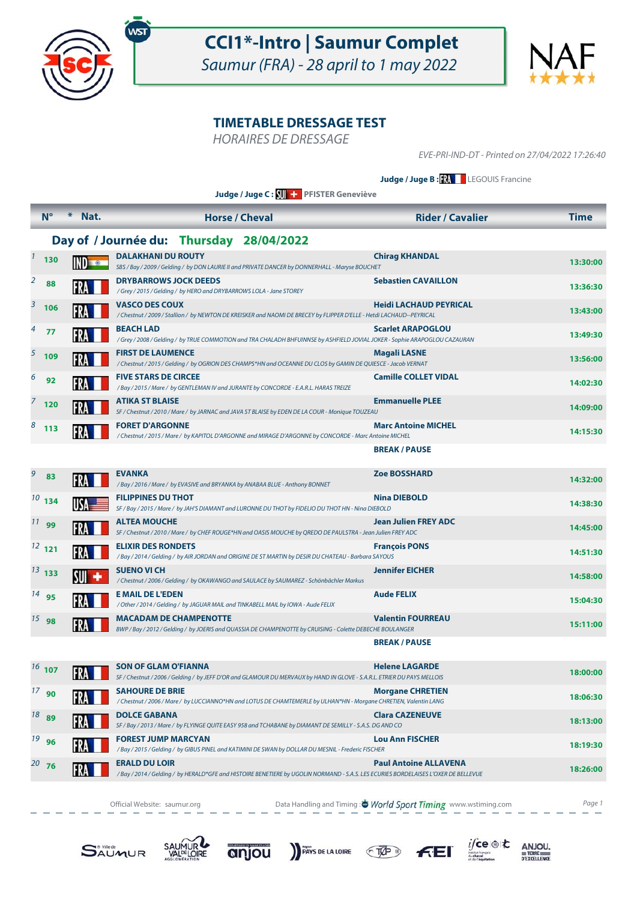# CCI1*-Intro | Saumur Complet

*Saumur (FRA) - 28 april to 1 may 2022*

## TIMETABLE DRESSAGE TEST

*HORAIRES DE DRESSAGE*

*EVE-PRI-IND-DT - Printed on 27/04/2022 17:26:40*

**Judge / Juge B :** FRA LEGOUIS Francine

**Judge / Juge C :** SUI PFISTER Geneviève

### Day of / Journée du: Thursday 28/04/2022

| | N° | Nat. | Horse / Cheval | Rider / Cavalier | Time |
|---|---|---|---|---|---|
| 1 | 130 | IND | **DALAKHANI DU ROUTY**<br>SBS / Bay / 2009 / Gelding / by DON LAURIE II and PRIVATE DANCER by DONNERHALL - Maryse BOUCHET | **Chirag KHANDAL** | 13:30:00 |
| 2 | 88 | FRA | **DRYBARROWS JOCK DEEDS**<br>/ Grey / 2015 / Gelding / by HERO and DRYBARROWS LOLA - Jane STOREY | **Sebastien CAVAILLON** | 13:36:30 |
| 3 | 106 | FRA | **VASCO DES COUX**<br>/ Chestnut / 2009 / Stallion / by NEWTON DE KREISKER and NAOMI DE BRECEY by FLIPPER D'ELLE - Hetdi LACHAUD--PEYRICAL | **Heidi LACHAUD PEYRICAL** | 13:43:00 |
| 4 | 77 | FRA | **BEACH LAD**<br>/ Grey / 2008 / Gelding / by TRUE COMMOTION and TRA CHALADH BHFUINNSE by ASHFIELD JOVIAL JOKER - Sophie ARAPOGLOU CAZAURAN | **Scarlet ARAPOGLOU** | 13:49:30 |
| 5 | 109 | FRA | **FIRST DE LAUMENCE**<br>/ Chestnut / 2015 / Gelding / by OGRION DES CHAMPS*HN and OCEANNE DU CLOS by GAMIN DE QUIESCE - Jacob VERNAT | **Magali LASNE** | 13:56:00 |
| 6 | 92 | FRA | **FIVE STARS DE CIRCEE**<br>/ Bay / 2015 / Mare / by GENTLEMAN IV and JURANTE by CONCORDE - E.A.R.L. HARAS TREIZE | **Camille COLLET VIDAL** | 14:02:30 |
| 7 | 120 | FRA | **ATIKA ST BLAISE**<br>SF / Chestnut / 2010 / Mare / by JARNAC and JAVA ST BLAISE by EDEN DE LA COUR - Monique TOUZEAU | **Emmanuelle PLEE** | 14:09:00 |
| 8 | 113 | FRA | **FORET D'ARGONNE**<br>/ Chestnut / 2015 / Mare / by KAPITOL D'ARGONNE and MIRAGE D'ARGONNE by CONCORDE - Marc Antoine MICHEL | **Marc Antoine MICHEL** | 14:15:30 |
| | | | | **BREAK / PAUSE** | |
| 9 | 83 | FRA | **EVANKA**<br>/ Bay / 2016 / Mare / by EVASIVE and BRYANKA by ANABAA BLUE - Anthony BONNET | **Zoe BOSSHARD** | 14:32:00 |
| 10 | 134 | USA | **FILIPPINES DU THOT**<br>SF / Bay / 2015 / Mare / by JAH'S DIAMANT and LURONNE DU THOT by FIDELIO DU THOT HN - Nina DIEBOLD | **Nina DIEBOLD** | 14:38:30 |
| 11 | 99 | FRA | **ALTEA MOUCHE**<br>SF / Chestnut / 2010 / Mare / by CHEF ROUGE*HN and OASIS MOUCHE by QREDO DE PAULSTRA - Jean Julien FREY ADC | **Jean Julien FREY ADC** | 14:45:00 |
| 12 | 121 | FRA | **ELIXIR DES RONDETS**<br>/ Bay / 2014 / Gelding / by AIR JORDAN and ORIGINE DE ST MARTIN by DESIR DU CHATEAU - Barbara SAYOUS | **François PONS** | 14:51:30 |
| 13 | 133 | SUI | **SUENO VI CH**<br>/ Chestnut / 2006 / Gelding / by OKAWANGO and SAULACE by SAUMAREZ - Schönbächler Markus | **Jennifer EICHER** | 14:58:00 |
| 14 | 95 | FRA | **E MAIL DE L'EDEN**<br>/ Other / 2014 / Gelding / by JAGUAR MAIL and TINKABELL MAIL by IOWA - Aude FELIX | **Aude FELIX** | 15:04:30 |
| 15 | 98 | FRA | **MACADAM DE CHAMPENOTTE**<br>BWP / Bay / 2012 / Gelding / by JOERIS and QUASSIA DE CHAMPENOTTE by CRUISING - Colette DEBECHE BOULANGER | **Valentin FOURREAU** | 15:11:00 |
| | | | | **BREAK / PAUSE** | |
| 16 | 107 | FRA | **SON OF GLAM O'FIANNA**<br>SF / Chestnut / 2006 / Gelding / by JEFF D'OR and GLAMOUR DU MERVAUX by HAND IN GLOVE - S.A.R.L. ETRIER DU PAYS MELLOIS | **Helene LAGARDE** | 18:00:00 |
| 17 | 90 | FRA | **SAHOURE DE BRIE**<br>/ Chestnut / 2006 / Mare / by LUCCIANNO*HN and LOTUS DE CHAMTEMERLE by ULHAN*HN - Morgane CHRETIEN, Valentin LANG | **Morgane CHRETIEN** | 18:06:30 |
| 18 | 89 | FRA | **DOLCE GABANA**<br>SF / Bay / 2013 / Mare / by FLYINGE QUITE EASY 958 and TCHABANE by DIAMANT DE SEMILLY - S.A.S. DG AND CO | **Clara CAZENEUVE** | 18:13:00 |
| 19 | 96 | FRA | **FOREST JUMP MARCYAN**<br>/ Bay / 2015 / Gelding / by GIBUS PINEL and KATIMINI DE SWAN by DOLLAR DU MESNIL - Frederic FISCHER | **Lou Ann FISCHER** | 18:19:30 |
| 20 | 76 | FRA | **ERALD DU LOIR**<br>/ Bay / 2014 / Gelding / by HERALD*GFE and HISTOIRE BENETIERE by UGOLIN NORMAND - S.A.S. LES ECURIES BORDELAISES L'OXER DE BELLEVUE | **Paul Antoine ALLAVENA** | 18:26:00 |

Official Website: saumur.org — Data Handling and Timing : World Sport Timing www.wstiming.com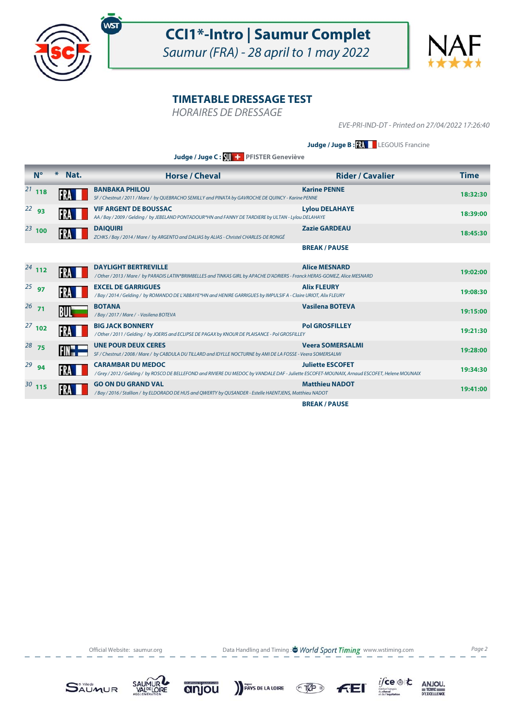# CCI1*-Intro | Saumur Complet

*Saumur (FRA) - 28 april to 1 may 2022*

## TIMETABLE DRESSAGE TEST

*HORAIRES DE DRESSAGE*

*EVE-PRI-IND-DT - Printed on 27/04/2022 17:26:40*

**Judge / Juge B :** FRA LEGOUIS Francine

**Judge / Juge C :** SUI **PFISTER Geneviève**

| | N° | * Nat. | Horse / Cheval | Rider / Cavalier | Time |
|---|---|---|---|---|---|
| 21 | 118 | FRA | **BANBAKA PHILOU** *SF / Chestnut / 2011 / Mare / by QUEBRACHO SEMILLY and PINATA by GAVROCHE DE QUINCY - Karine PENNE* | **Karine PENNE** | **18:32:30** |
| 22 | 93 | FRA | **VIF ARGENT DE BOUSSAC** *AA / Bay / 2009 / Gelding / by JEBELAND PONTADOUR\*HN and FANNY DE TARDIERE by ULTAN - Lylou DELAHAYE* | **Lylou DELAHAYE** | **18:39:00** |
| 23 | 100 | FRA | **DAIQUIRI** *ZCHKS / Bay / 2014 / Mare / by ARGENTO and DALIAS by ALIAS - Christel CHARLES-DE RONGÉ* | **Zazie GARDEAU** | **18:45:30** |
| | | | | **BREAK / PAUSE** | |
| 24 | 112 | FRA | **DAYLIGHT BERTREVILLE** */ Other / 2013 / Mare / by PARADIS LATIN\*BRIMBELLES and TINKAS GIRL by APACHE D'ADRIERS - Franck HERAS-GOMEZ, Alice MESNARD* | **Alice MESNARD** | **19:02:00** |
| 25 | 97 | FRA | **EXCEL DE GARRIGUES** */ Bay / 2014 / Gelding / by ROMANDO DE L'ABBAYE\*HN and HENIRE GARRIGUES by IMPULSIF A - Claire URIOT, Alix FLEURY* | **Alix FLEURY** | **19:08:30** |
| 26 | 71 | BUL | **BOTANA** */ Bay / 2017 / Mare / - Vasilena BOTEVA* | **Vasilena BOTEVA** | **19:15:00** |
| 27 | 102 | FRA | **BIG JACK BONNERY** */ Other / 2011 / Gelding / by JOERIS and ECLIPSE DE PAGAX by KNOUR DE PLAISANCE - Pol GROSFILLEY* | **Pol GROSFILLEY** | **19:21:30** |
| 28 | 75 | FIN | **UNE POUR DEUX CERES** *SF / Chestnut / 2008 / Mare / by CABDULA DU TILLARD and IDYLLE NOCTURNE by AMI DE LA FOSSE - Veera SOMERSALMI* | **Veera SOMERSALMI** | **19:28:00** |
| 29 | 94 | FRA | **CARAMBAR DU MEDOC** */ Grey / 2012 / Gelding / by ROSCO DE BELLEFOND and RIVIERE DU MEDOC by VANDALE DAF - Juliette ESCOFET-MOUNAIX, Arnaud ESCOFET, Helene MOUNAIX* | **Juliette ESCOFET** | **19:34:30** |
| 30 | 115 | FRA | **GO ON DU GRAND VAL** */ Bay / 2016 / Stallion / by ELDORADO DE HUS and QWERTY by QUSANDER - Estelle HAENTJENS, Matthieu NADOT* | **Matthieu NADOT** | **19:41:00** |
| | | | | **BREAK / PAUSE** | |

Official Website: saumur.org — Data Handling and Timing : World Sport Timing www.wstiming.com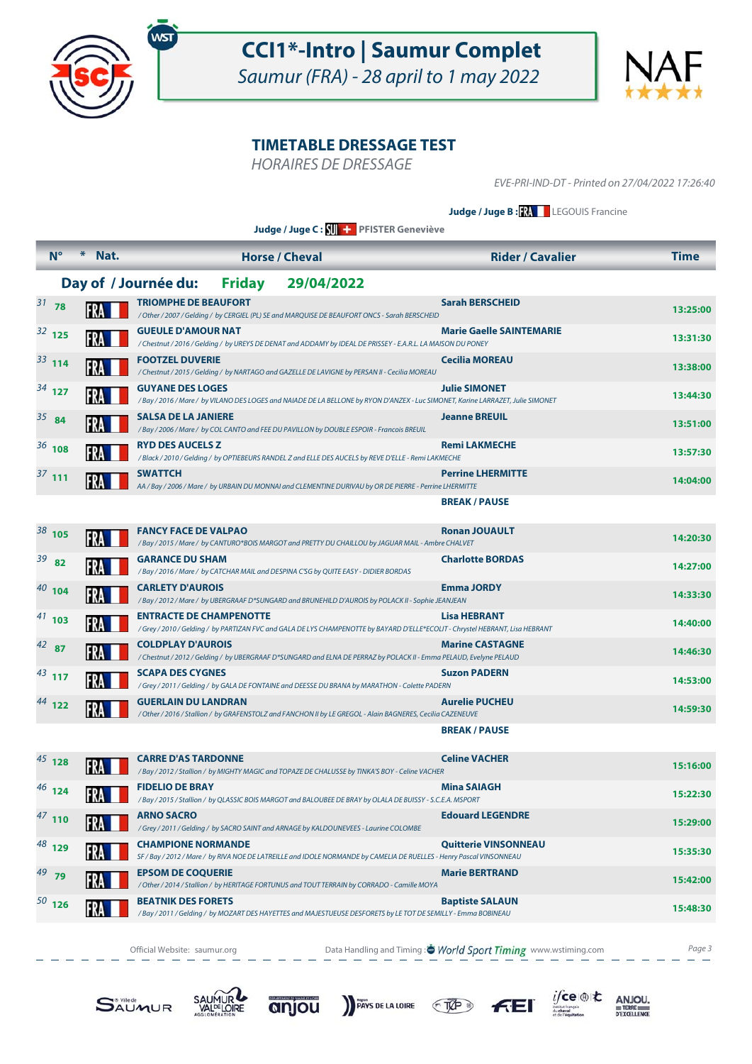# CCI1*-Intro | Saumur Complet

*Saumur (FRA) - 28 april to 1 may 2022*

## TIMETABLE DRESSAGE TEST

*HORAIRES DE DRESSAGE*

*EVE-PRI-IND-DT - Printed on 27/04/2022 17:26:40*

**Judge / Juge B :** FRA LEGOUIS Francine

**Judge / Juge C :** SUI PFISTER Geneviève

| | N° | * | Nat. | Horse / Cheval | Rider / Cavalier | Time |
|---|---|---|---|---|---|---|
| | **Day of / Journée du:** | | | **Friday 29/04/2022** | | |
| 31 | 78 | | FRA | **TRIOMPHE DE BEAUFORT** / Other / 2007 / Gelding / by CERGIEL (PL) SE and MARQUISE DE BEAUFORT ONCS - Sarah BERSCHEID | **Sarah BERSCHEID** | 13:25:00 |
| 32 | 125 | | FRA | **GUEULE D'AMOUR NAT** / Chestnut / 2016 / Gelding / by UREYS DE DENAT and ADDAMY by IDEAL DE PRISSEY - E.A.R.L. LA MAISON DU PONEY | **Marie Gaelle SAINTEMARIE** | 13:31:30 |
| 33 | 114 | | FRA | **FOOTZEL DUVERIE** / Chestnut / 2015 / Gelding / by NARTAGO and GAZELLE DE LAVIGNE by PERSAN II - Cecilia MOREAU | **Cecilia MOREAU** | 13:38:00 |
| 34 | 127 | | FRA | **GUYANE DES LOGES** / Bay / 2016 / Mare / by VILANO DES LOGES and NAIADE DE LA BELLONE by RYON D'ANZEX - Luc SIMONET, Karine LARRAZET, Julie SIMONET | **Julie SIMONET** | 13:44:30 |
| 35 | 84 | | FRA | **SALSA DE LA JANIERE** / Bay / 2006 / Mare / by COL CANTO and FEE DU PAVILLON by DOUBLE ESPOIR - Francois BREUIL | **Jeanne BREUIL** | 13:51:00 |
| 36 | 108 | | FRA | **RYD DES AUCELS Z** / Black / 2010 / Gelding / by OPTIEBEURS RANDEL Z and ELLE DES AUCELS by REVE D'ELLE - Remi LAKMECHE | **Remi LAKMECHE** | 13:57:30 |
| 37 | 111 | | FRA | **SWATTCH** AA / Bay / 2006 / Mare / by URBAIN DU MONNAI and CLEMENTINE DURIVAU by OR DE PIERRE - Perrine LHERMITTE | **Perrine LHERMITTE** | 14:04:00 |
| | | | | | **BREAK / PAUSE** | |
| 38 | 105 | | FRA | **FANCY FACE DE VALPAO** / Bay / 2015 / Mare / by CANTURO*BOIS MARGOT and PRETTY DU CHAILLOU by JAGUAR MAIL - Ambre CHALVET | **Ronan JOUAULT** | 14:20:30 |
| 39 | 82 | | FRA | **GARANCE DU SHAM** / Bay / 2016 / Mare / by CATCHAR MAIL and DESPINA C'SG by QUITE EASY - DIDIER BORDAS | **Charlotte BORDAS** | 14:27:00 |
| 40 | 104 | | FRA | **CARLETY D'AUROIS** / Bay / 2012 / Mare / by UBERGRAAF D*SUNGARD and BRUNEHILD D'AUROIS by POLACK II - Sophie JEANJEAN | **Emma JORDY** | 14:33:30 |
| 41 | 103 | | FRA | **ENTRACTE DE CHAMPENOTTE** / Grey / 2010 / Gelding / by PARTIZAN FVC and GALA DE LYS CHAMPENOTTE by BAYARD D'ELLE*ECOLIT - Chrystel HEBRANT, Lisa HEBRANT | **Lisa HEBRANT** | 14:40:00 |
| 42 | 87 | | FRA | **COLDPLAY D'AUROIS** / Chestnut / 2012 / Gelding / by UBERGRAAF D*SUNGARD and ELNA DE PERRAZ by POLACK II - Emma PELAUD, Evelyne PELAUD | **Marine CASTAGNE** | 14:46:30 |
| 43 | 117 | | FRA | **SCAPA DES CYGNES** / Grey / 2011 / Gelding / by GALA DE FONTAINE and DEESSE DU BRANA by MARATHON - Colette PADERN | **Suzon PADERN** | 14:53:00 |
| 44 | 122 | | FRA | **GUERLAIN DU LANDRAN** / Other / 2016 / Stallion / by GRAFENSTOLZ and FANCHON II by LE GREGOL - Alain BAGNERES, Cecilia CAZENEUVE | **Aurelie PUCHEU** | 14:59:30 |
| | | | | | **BREAK / PAUSE** | |
| 45 | 128 | | FRA | **CARRE D'AS TARDONNE** / Bay / 2012 / Stallion / by MIGHTY MAGIC and TOPAZE DE CHALUSSE by TINKA'S BOY - Celine VACHER | **Celine VACHER** | 15:16:00 |
| 46 | 124 | | FRA | **FIDELIO DE BRAY** / Bay / 2015 / Stallion / by QLASSIC BOIS MARGOT and BALOUBEE DE BRAY by OLALA DE BUISSY - S.C.E.A. MSPORT | **Mina SAIAGH** | 15:22:30 |
| 47 | 110 | | FRA | **ARNO SACRO** / Grey / 2011 / Gelding / by SACRO SAINT and ARNAGE by KALDOUNEVEES - Laurine COLOMBE | **Edouard LEGENDRE** | 15:29:00 |
| 48 | 129 | | FRA | **CHAMPIONE NORMANDE** SF / Bay / 2012 / Mare / by RIVA NOE DE LATREILLE and IDOLE NORMANDE by CAMELIA DE RUELLES - Henry Pascal VINSONNEAU | **Quitterie VINSONNEAU** | 15:35:30 |
| 49 | 79 | | FRA | **EPSOM DE COQUERIE** / Other / 2014 / Stallion / by HERITAGE FORTUNUS and TOUT TERRAIN by CORRADO - Camille MOYA | **Marie BERTRAND** | 15:42:00 |
| 50 | 126 | | FRA | **BEATNIK DES FORETS** / Bay / 2011 / Gelding / by MOZART DES HAYETTES and MAJESTUEUSE DESFORETS by LE TOT DE SEMILLY - Emma BOBINEAU | **Baptiste SALAUN** | 15:48:30 |

Official Website: saumur.org — Data Handling and Timing : World Sport Timing www.wstiming.com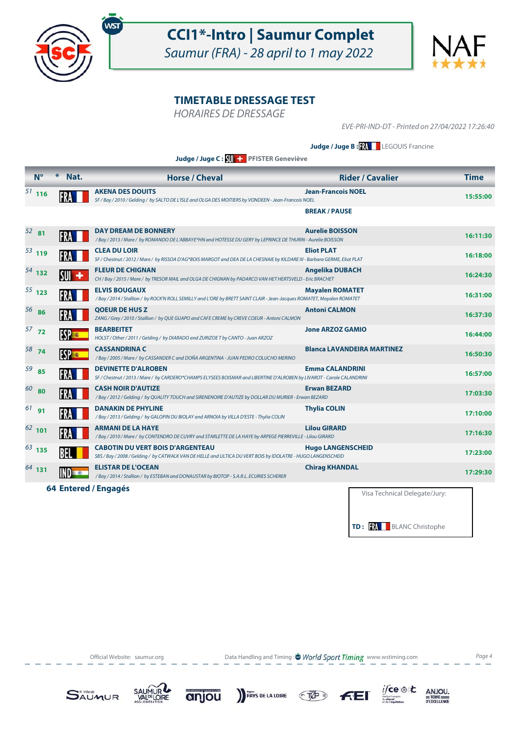# CCI1*-Intro | Saumur Complet

*Saumur (FRA) - 28 april to 1 may 2022*

## TIMETABLE DRESSAGE TEST

*HORAIRES DE DRESSAGE*

*EVE-PRI-IND-DT - Printed on 27/04/2022 17:26:40*

**Judge / Juge B :** FRA LEGOUIS Francine

**Judge / Juge C :** SUI **PFISTER Geneviève**

| N° | * | Nat. | Horse / Cheval | Rider / Cavalier | Time |
|---|---|---|---|---|---|
| 51 | 116 | FRA | **AKENA DES DOUITS**<br>*SF / Bay / 2010 / Gelding / by SALTO DE L'ISLE and OLGA DES MOITIERS by VONDEEN - Jean-Francois NOEL* | **Jean-Francois NOEL** | **15:55:00** |
| | | | | **BREAK / PAUSE** | |
| 52 | 81 | FRA | **DAY DREAM DE BONNERY**<br>*/ Bay / 2013 / Mare / by ROMANDO DE L'ABBAYE\*HN and HOTESSE DU GERY by LEPRINCE DE THURIN - Aurelie BOISSON* | **Aurelie BOISSON** | **16:11:30** |
| 53 | 119 | FRA | **CLEA DU LOIR**<br>*SF / Chestnut / 2012 / Mare / by RISSOA D'AG\*BOIS MARGOT and DEA DE LA CHESNAIE by KILDARE III - Barbara GERME, Eliot PLAT* | **Eliot PLAT** | **16:18:00** |
| 54 | 132 | SUI | **FLEUR DE CHIGNAN**<br>*CH / Bay / 2015 / Mare / by TRESOR MAIL and OLGA DE CHIGNAN by PADARCO VAN HET HERTSVELD - Eric BRACHET* | **Angelika DUBACH** | **16:24:30** |
| 55 | 123 | FRA | **ELVIS BOUGAUX**<br>*/ Bay / 2014 / Stallion / by ROCK'N ROLL SEMILLY and L'ORE by BRETT SAINT CLAIR - Jean-Jacques ROMATET, Mayalen ROMATET* | **Mayalen ROMATET** | **16:31:00** |
| 56 | 86 | FRA | **QOEUR DE HUS Z**<br>*ZANG / Grey / 2010 / Stallion / by QUE GUAPO and CAFE CREME by CREVE COEUR - Antoni CALMON* | **Antoni CALMON** | **16:37:30** |
| 57 | 72 | ESP | **BEARBEITET**<br>*HOLST / Other / 2011 / Gelding / by DIARADO and ZURIZOE T by CANTO - Juan ARZOZ* | **Jone ARZOZ GAMIO** | **16:44:00** |
| 58 | 74 | ESP | **CASSANDRINA C**<br>*/ Bay / 2005 / Mare / by CASSANDER C and DOÑA ARGENTINA - JUAN PEDRO COLUCHO MERINO* | **Blanca LAVANDEIRA MARTINEZ** | **16:50:30** |
| 59 | 85 | FRA | **DEVINETTE D'ALROBEN**<br>*SF / Chestnut / 2013 / Mare / by CARDERO\*CHAMPS ELYSEES BOISMAR and LIBERTINE D'ALROBEN by LIVAROT - Carole CALANDRINI* | **Emma CALANDRINI** | **16:57:00** |
| 60 | 80 | FRA | **CASH NOIR D'AUTIZE**<br>*/ Bay / 2012 / Gelding / by QUALITY TOUCH and SIRENENOIRE D'AUTIZE by DOLLAR DU MURIER - Erwan BEZARD* | **Erwan BEZARD** | **17:03:30** |
| 61 | 91 | FRA | **DANAKIN DE PHYLINE**<br>*/ Bay / 2013 / Gelding / by GALOPIN DU BIOLAY and ARNOIA by VILLA D'ESTE - Thylia COLIN* | **Thylia COLIN** | **17:10:00** |
| 62 | 101 | FRA | **ARMANI DE LA HAYE**<br>*/ Bay / 2010 / Mare / by CONTENDRO DE CUVRY and STARLETTE DE LA HAYE by ARPEGE PIERREVILLE - Lilou GIRARD* | **Lilou GIRARD** | **17:16:30** |
| 63 | 135 | BEL | **CABOTIN DU VERT BOIS D'ARGENTEAU**<br>*SBS / Bay / 2008 / Gelding / by CATWALK VAN DE HELLE and ULTICA DU VERT BOIS by IDOLATRE - HUGO LANGENSCHEID* | **Hugo LANGENSCHEID** | **17:23:00** |
| 64 | 131 | IND | **ELISTAR DE L'OCEAN**<br>*/ Bay / 2014 / Stallion / by ESTEBAN and DONAUSTAR by BIOTOP - S.A.R.L. ECURIES SCHERER* | **Chirag KHANDAL** | **17:29:30** |

**64 Entered / Engagés**

Visa Technical Delegate/Jury:

**TD :** FRA BLANC Christophe

Official Website: saumur.org

Data Handling and Timing : World Sport Timing www.wstiming.com